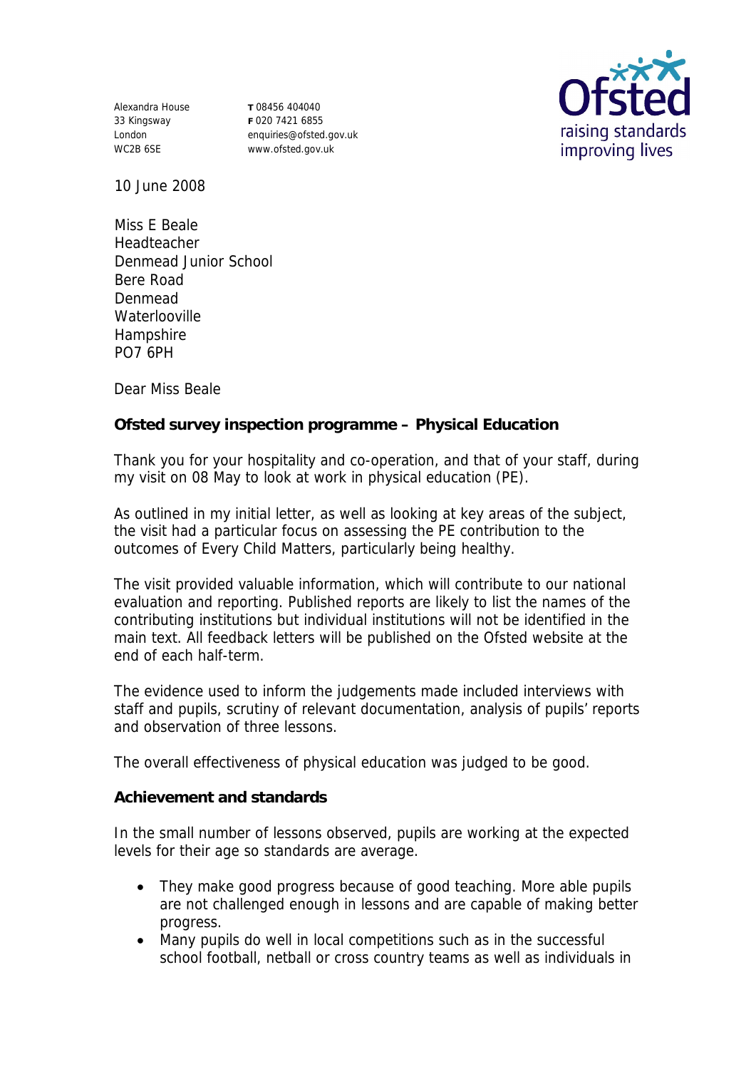Alexandra House
33 Kingsway
London
WC2B 6SE

**T** 08456 404040
**F** 020 7421 6855
enquiries@ofsted.gov.uk
www.ofsted.gov.uk

10 June 2008

Miss E Beale
Headteacher
Denmead Junior School
Bere Road
Denmead
Waterlooville
Hampshire
PO7 6PH

Dear Miss Beale

**Ofsted survey inspection programme – Physical Education**

Thank you for your hospitality and co-operation, and that of your staff, during my visit on 08 May to look at work in physical education (PE).

As outlined in my initial letter, as well as looking at key areas of the subject, the visit had a particular focus on assessing the PE contribution to the outcomes of Every Child Matters, particularly being healthy.

The visit provided valuable information, which will contribute to our national evaluation and reporting. Published reports are likely to list the names of the contributing institutions but individual institutions will not be identified in the main text. All feedback letters will be published on the Ofsted website at the end of each half-term.

The evidence used to inform the judgements made included interviews with staff and pupils, scrutiny of relevant documentation, analysis of pupils' reports and observation of three lessons.

The overall effectiveness of physical education was judged to be good.

**Achievement and standards**

In the small number of lessons observed, pupils are working at the expected levels for their age so standards are average.

- They make good progress because of good teaching. More able pupils are not challenged enough in lessons and are capable of making better progress.
- Many pupils do well in local competitions such as in the successful school football, netball or cross country teams as well as individuals in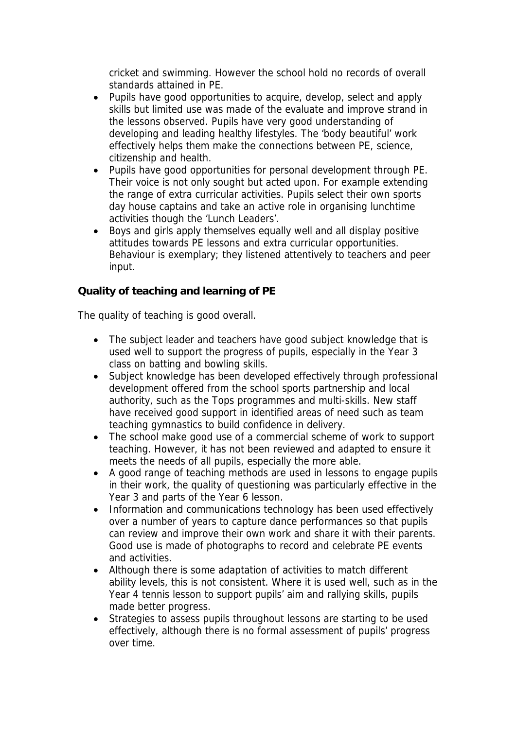cricket and swimming. However the school hold no records of overall standards attained in PE.

- Pupils have good opportunities to acquire, develop, select and apply skills but limited use was made of the evaluate and improve strand in the lessons observed. Pupils have very good understanding of developing and leading healthy lifestyles. The 'body beautiful' work effectively helps them make the connections between PE, science, citizenship and health.
- Pupils have good opportunities for personal development through PE. Their voice is not only sought but acted upon. For example extending the range of extra curricular activities. Pupils select their own sports day house captains and take an active role in organising lunchtime activities though the 'Lunch Leaders'.
- Boys and girls apply themselves equally well and all display positive attitudes towards PE lessons and extra curricular opportunities. Behaviour is exemplary; they listened attentively to teachers and peer input.

**Quality of teaching and learning of PE**

The quality of teaching is good overall.

- The subject leader and teachers have good subject knowledge that is used well to support the progress of pupils, especially in the Year 3 class on batting and bowling skills.
- Subject knowledge has been developed effectively through professional development offered from the school sports partnership and local authority, such as the Tops programmes and multi-skills. New staff have received good support in identified areas of need such as team teaching gymnastics to build confidence in delivery.
- The school make good use of a commercial scheme of work to support teaching. However, it has not been reviewed and adapted to ensure it meets the needs of all pupils, especially the more able.
- A good range of teaching methods are used in lessons to engage pupils in their work, the quality of questioning was particularly effective in the Year 3 and parts of the Year 6 lesson.
- Information and communications technology has been used effectively over a number of years to capture dance performances so that pupils can review and improve their own work and share it with their parents. Good use is made of photographs to record and celebrate PE events and activities.
- Although there is some adaptation of activities to match different ability levels, this is not consistent. Where it is used well, such as in the Year 4 tennis lesson to support pupils' aim and rallying skills, pupils made better progress.
- Strategies to assess pupils throughout lessons are starting to be used effectively, although there is no formal assessment of pupils' progress over time.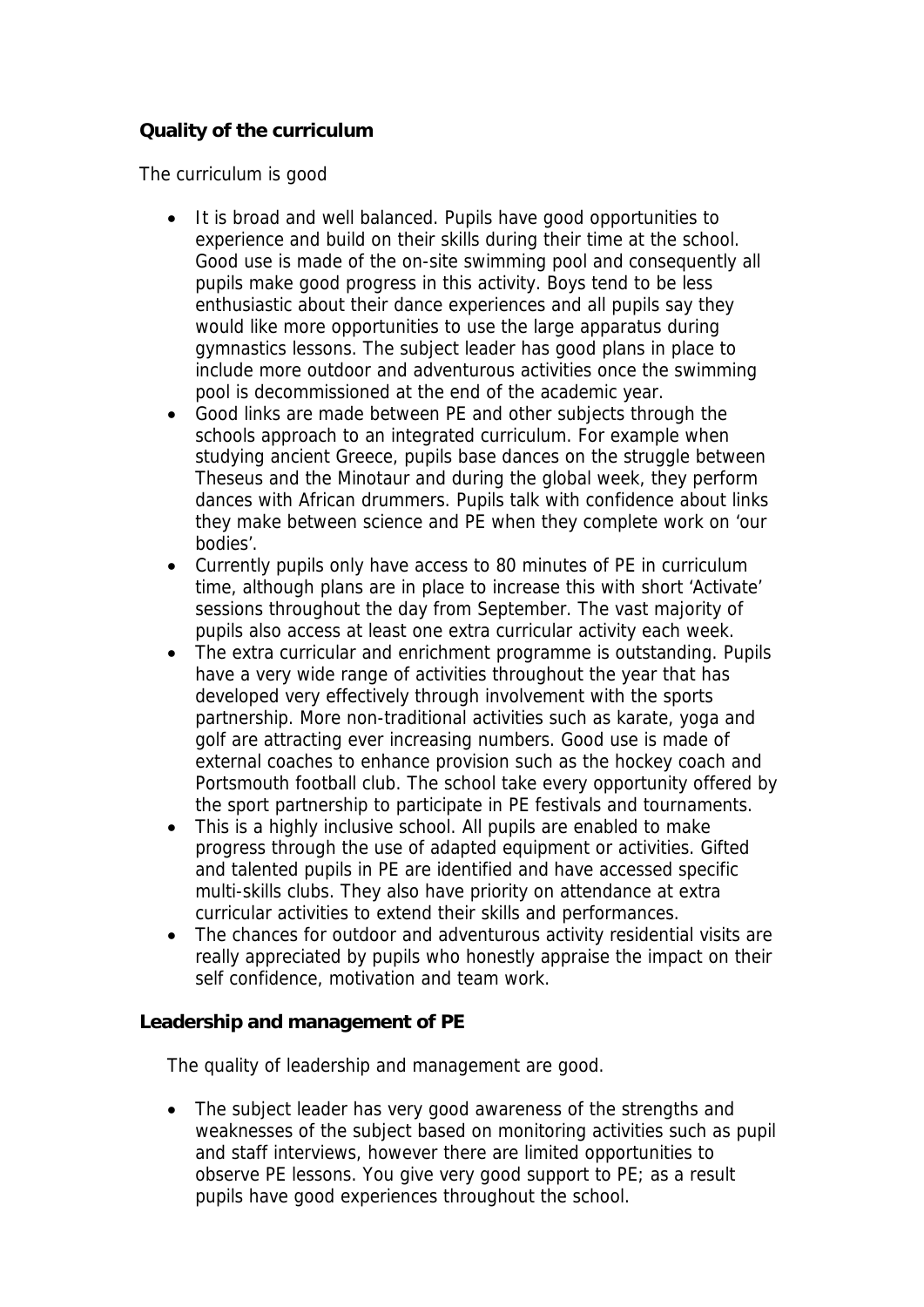**Quality of the curriculum**

The curriculum is good

- It is broad and well balanced. Pupils have good opportunities to experience and build on their skills during their time at the school. Good use is made of the on-site swimming pool and consequently all pupils make good progress in this activity. Boys tend to be less enthusiastic about their dance experiences and all pupils say they would like more opportunities to use the large apparatus during gymnastics lessons. The subject leader has good plans in place to include more outdoor and adventurous activities once the swimming pool is decommissioned at the end of the academic year.
- Good links are made between PE and other subjects through the schools approach to an integrated curriculum. For example when studying ancient Greece, pupils base dances on the struggle between Theseus and the Minotaur and during the global week, they perform dances with African drummers. Pupils talk with confidence about links they make between science and PE when they complete work on 'our bodies'.
- Currently pupils only have access to 80 minutes of PE in curriculum time, although plans are in place to increase this with short 'Activate' sessions throughout the day from September. The vast majority of pupils also access at least one extra curricular activity each week.
- The extra curricular and enrichment programme is outstanding. Pupils have a very wide range of activities throughout the year that has developed very effectively through involvement with the sports partnership. More non-traditional activities such as karate, yoga and golf are attracting ever increasing numbers. Good use is made of external coaches to enhance provision such as the hockey coach and Portsmouth football club. The school take every opportunity offered by the sport partnership to participate in PE festivals and tournaments.
- This is a highly inclusive school. All pupils are enabled to make progress through the use of adapted equipment or activities. Gifted and talented pupils in PE are identified and have accessed specific multi-skills clubs. They also have priority on attendance at extra curricular activities to extend their skills and performances.
- The chances for outdoor and adventurous activity residential visits are really appreciated by pupils who honestly appraise the impact on their self confidence, motivation and team work.

**Leadership and management of PE**

The quality of leadership and management are good.

- The subject leader has very good awareness of the strengths and weaknesses of the subject based on monitoring activities such as pupil and staff interviews, however there are limited opportunities to observe PE lessons. You give very good support to PE; as a result pupils have good experiences throughout the school.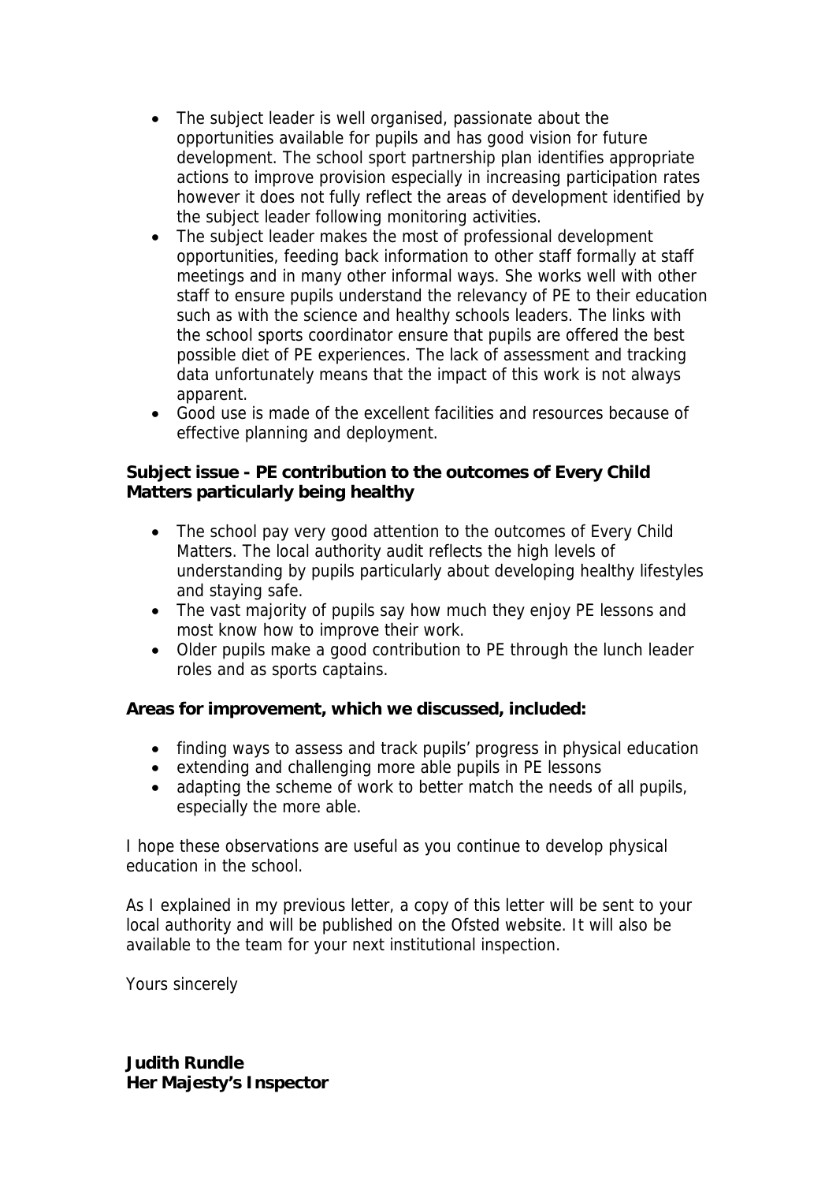- The subject leader is well organised, passionate about the opportunities available for pupils and has good vision for future development. The school sport partnership plan identifies appropriate actions to improve provision especially in increasing participation rates however it does not fully reflect the areas of development identified by the subject leader following monitoring activities.
- The subject leader makes the most of professional development opportunities, feeding back information to other staff formally at staff meetings and in many other informal ways. She works well with other staff to ensure pupils understand the relevancy of PE to their education such as with the science and healthy schools leaders. The links with the school sports coordinator ensure that pupils are offered the best possible diet of PE experiences. The lack of assessment and tracking data unfortunately means that the impact of this work is not always apparent.
- Good use is made of the excellent facilities and resources because of effective planning and deployment.

**Subject issue - PE contribution to the outcomes of Every Child Matters particularly being healthy**

- The school pay very good attention to the outcomes of Every Child Matters. The local authority audit reflects the high levels of understanding by pupils particularly about developing healthy lifestyles and staying safe.
- The vast majority of pupils say how much they enjoy PE lessons and most know how to improve their work.
- Older pupils make a good contribution to PE through the lunch leader roles and as sports captains.

**Areas for improvement, which we discussed, included:**

- finding ways to assess and track pupils' progress in physical education
- extending and challenging more able pupils in PE lessons
- adapting the scheme of work to better match the needs of all pupils, especially the more able.

I hope these observations are useful as you continue to develop physical education in the school.

As I explained in my previous letter, a copy of this letter will be sent to your local authority and will be published on the Ofsted website. It will also be available to the team for your next institutional inspection.

Yours sincerely

**Judith Rundle**
**Her Majesty's Inspector**